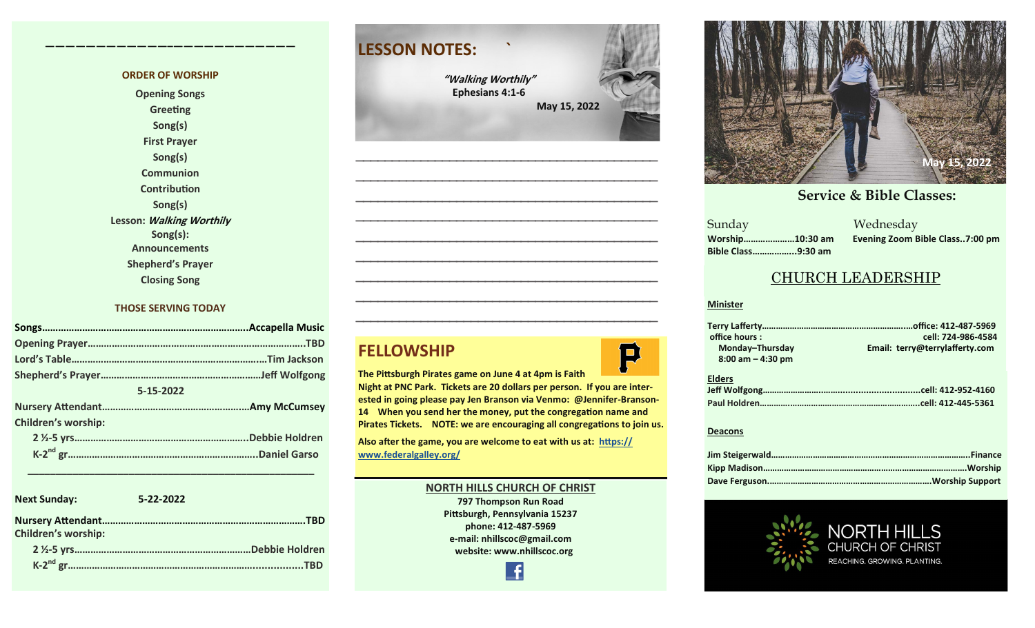## ORDER OF WORSHIP

Opening Songs
Greeting
Song(s)
First Prayer
Song(s)
Communion
Contribution
Song(s)
Lesson: *Walking Worthly*
Song(s):
Announcements
Shepherd's Prayer
Closing Song

## THOSE SERVING TODAY

**Songs**……………………………………………………………….**Accapella Music**
**Opening Prayer**……………………………………………………………………**TBD**
**Lord's Table**……………………………………………………………**Tim Jackson**
**Shepherd's Prayer**…………………………………………………**Jeff Wolfgong**

**5-15-2022**

**Nursery Attendant**……………………………………………**Amy McCumsey**
**Children's worship:**
2 ½-5 yrs………………………………………………………**Debbie Holdren**
K-2nd gr……………………………………………………………**Daniel Garso**

**Next Sunday: 5-22-2022**

**Nursery Attendant**…………………………………………………………………**TBD**
**Children's worship:**
2 ½-5 yrs…………………………………………………………**Debbie Holdren**
K-2nd gr…………………………………………………………………………**TBD**

## LESSON NOTES:

*"Walking Worthly"*
**Ephesians 4:1-6**
**May 15, 2022**

______________________________________________
______________________________________________
______________________________________________
______________________________________________
______________________________________________
______________________________________________
______________________________________________
______________________________________________
______________________________________________

## FELLOWSHIP

**The Pittsburgh Pirates game on June 4 at 4pm is Faith Night at PNC Park. Tickets are 20 dollars per person. If you are interested in going please pay Jen Branson via Venmo: @Jennifer-Branson-14 When you send her the money, put the congregation name and Pirates Tickets. NOTE: we are encouraging all congregations to join us.**

**Also after the game, you are welcome to eat with us at: https://www.federalgalley.org/**

**NORTH HILLS CHURCH OF CHRIST**
**797 Thompson Run Road**
**Pittsburgh, Pennsylvania 15237**
**phone: 412-487-5969**
**e-mail: nhillscoc@gmail.com**
**website: www.nhillscoc.org**

**May 15, 2022**

## Service & Bible Classes:

Sunday
**Worship**…………………**10:30 am**
**Bible Class**……………..**9:30 am**

Wednesday
**Evening Zoom Bible Class..7:00 pm**

## CHURCH LEADERSHIP

**Minister**

**Terry Lafferty**……………………………………………………**office: 412-487-5969**
**cell: 724-986-4584**
**office hours :**
**Monday–Thursday**
**8:00 am – 4:30 pm**
**Email: terry@terrylafferty.com**

**Elders**

**Jeff Wolfgong**……………………………………………………**cell: 412-952-4160**
**Paul Holdren**………………………………………………………**cell: 412-445-5361**

**Deacons**

**Jim Steigerwald**…………………………………………………………………**Finance**
**Kipp Madison**…………………………………………………………………**Worship**
**Dave Ferguson**……………………………………………………**Worship Support**

NORTH HILLS
CHURCH OF CHRIST
REACHING. GROWING. PLANTING.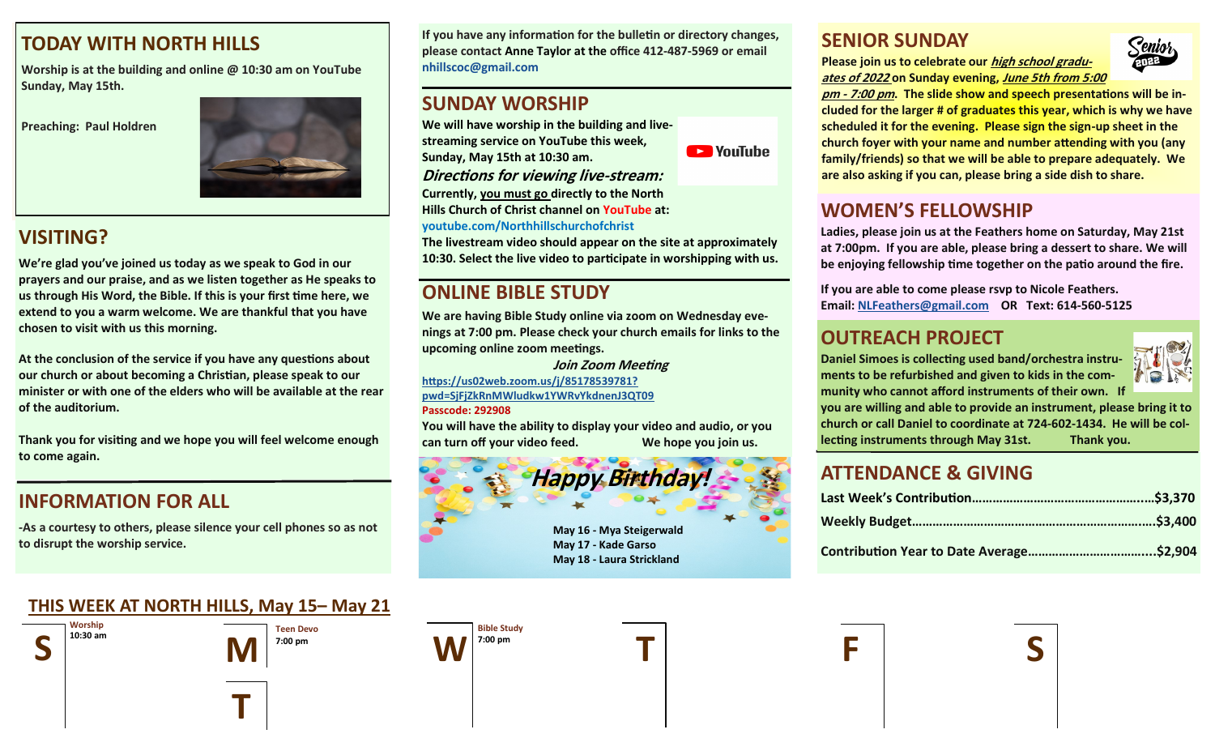## TODAY WITH NORTH HILLS

**Worship is at the building and online @ 10:30 am on YouTube Sunday, May 15th.**

**Preaching: Paul Holdren**

## VISITING?

**We're glad you've joined us today as we speak to God in our prayers and our praise, and as we listen together as He speaks to us through His Word, the Bible. If this is your first time here, we extend to you a warm welcome. We are thankful that you have chosen to visit with us this morning.**

**At the conclusion of the service if you have any questions about our church or about becoming a Christian, please speak to our minister or with one of the elders who will be available at the rear of the auditorium.**

**Thank you for visiting and we hope you will feel welcome enough to come again.**

## INFORMATION FOR ALL

**-As a courtesy to others, please silence your cell phones so as not to disrupt the worship service.**

**If you have any information for the bulletin or directory changes, please contact Anne Taylor at the office 412-487-5969 or email nhillscoc@gmail.com**

## SUNDAY WORSHIP

**We will have worship in the building and live-streaming service on YouTube this week, Sunday, May 15th at 10:30 am.**

***Directions for viewing live-stream:***

**Currently, you must go directly to the North Hills Church of Christ channel on YouTube at:**
**youtube.com/Northhillschurchofchrist**

**The livestream video should appear on the site at approximately 10:30. Select the live video to participate in worshipping with us.**

## ONLINE BIBLE STUDY

**We are having Bible Study online via zoom on Wednesday evenings at 7:00 pm. Please check your church emails for links to the upcoming online zoom meetings.**

***Join Zoom Meeting***

**https://us02web.zoom.us/j/85178539781?pwd=SjFjZkRnMWludkw1YWRvYkdnenJ3QT09**

**Passcode: 292908**

**You will have the ability to display your video and audio, or you can turn off your video feed. We hope you join us.**

***Happy Birthday!***

**May 16 - Mya Steigerwald**
**May 17 - Kade Garso**
**May 18 - Laura Strickland**

## SENIOR SUNDAY

**Please join us to celebrate our *high school graduates of 2022* on Sunday evening, *June 5th from 5:00 pm - 7:00 pm*. The slide show and speech presentations will be included for the larger # of graduates this year, which is why we have scheduled it for the evening. Please sign the sign-up sheet in the church foyer with your name and number attending with you (any family/friends) so that we will be able to prepare adequately. We are also asking if you can, please bring a side dish to share.**

## WOMEN'S FELLOWSHIP

**Ladies, please join us at the Feathers home on Saturday, May 21st at 7:00pm. If you are able, please bring a dessert to share. We will be enjoying fellowship time together on the patio around the fire.**

**If you are able to come please rsvp to Nicole Feathers.**
**Email: NLFeathers@gmail.com OR Text: 614-560-5125**

## OUTREACH PROJECT

**Daniel Simoes is collecting used band/orchestra instruments to be refurbished and given to kids in the community who cannot afford instruments of their own. If you are willing and able to provide an instrument, please bring it to church or call Daniel to coordinate at 724-602-1434. He will be collecting instruments through May 31st. Thank you.**

## ATTENDANCE & GIVING

**Last Week's Contribution……………………………………………$3,370**

**Weekly Budget……………………………………………………………$3,400**

**Contribution Year to Date Average……………………………..$2,904**

## THIS WEEK AT NORTH HILLS, May 15– May 21

| S | M | T | W | T | F | S |
|---|---|---|---|---|---|---|
| Worship 10:30 am | Teen Devo 7:00 pm | | Bible Study 7:00 pm | | | |